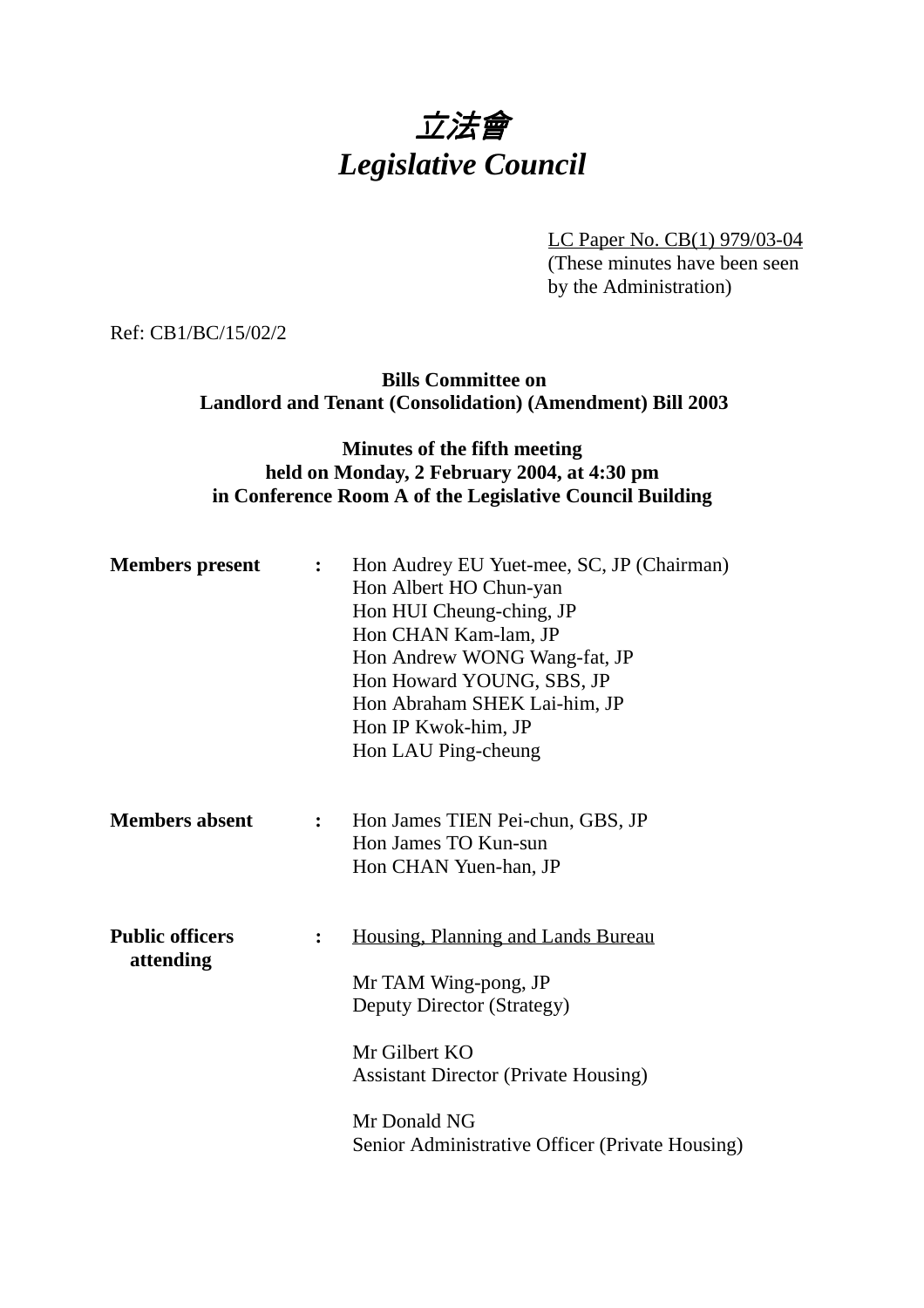# *立法會*
# *Legislative Council*

LC Paper No. CB(1) 979/03-04
(These minutes have been seen by the Administration)

Ref: CB1/BC/15/02/2

**Bills Committee on**
**Landlord and Tenant (Consolidation) (Amendment) Bill 2003**

**Minutes of the fifth meeting**
**held on Monday, 2 February 2004, at 4:30 pm**
**in Conference Room A of the Legislative Council Building**

**Members present** :
Hon Audrey EU Yuet-mee, SC, JP (Chairman)
Hon Albert HO Chun-yan
Hon HUI Cheung-ching, JP
Hon CHAN Kam-lam, JP
Hon Andrew WONG Wang-fat, JP
Hon Howard YOUNG, SBS, JP
Hon Abraham SHEK Lai-him, JP
Hon IP Kwok-him, JP
Hon LAU Ping-cheung

**Members absent** :
Hon James TIEN Pei-chun, GBS, JP
Hon James TO Kun-sun
Hon CHAN Yuen-han, JP

**Public officers attending** :
Housing, Planning and Lands Bureau

Mr TAM Wing-pong, JP
Deputy Director (Strategy)

Mr Gilbert KO
Assistant Director (Private Housing)

Mr Donald NG
Senior Administrative Officer (Private Housing)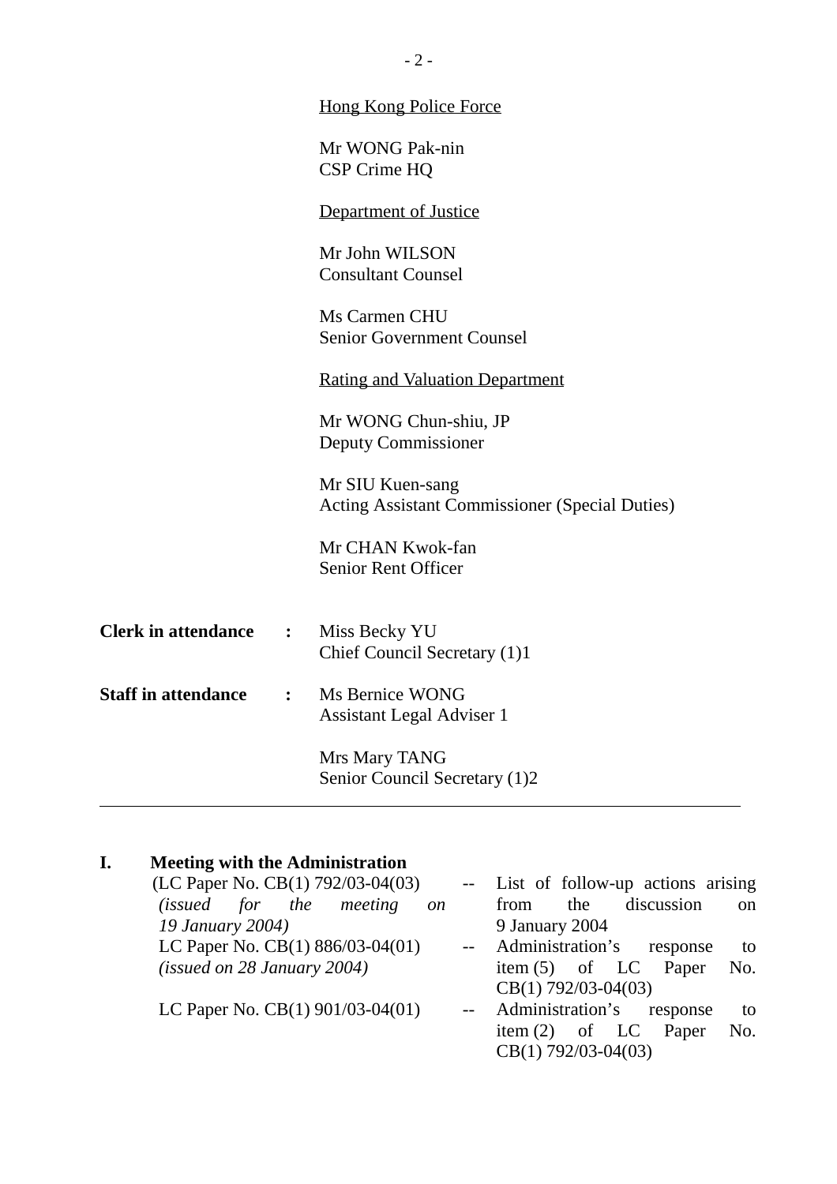Hong Kong Police Force

Mr WONG Pak-nin
CSP Crime HQ

Department of Justice

Mr John WILSON
Consultant Counsel

Ms Carmen CHU
Senior Government Counsel

Rating and Valuation Department

Mr WONG Chun-shiu, JP
Deputy Commissioner

Mr SIU Kuen-sang
Acting Assistant Commissioner (Special Duties)

Mr CHAN Kwok-fan
Senior Rent Officer

**Clerk in attendance** : Miss Becky YU
Chief Council Secretary (1)1

**Staff in attendance** : Ms Bernice WONG
Assistant Legal Adviser 1

Mrs Mary TANG
Senior Council Secretary (1)2

---

## I. Meeting with the Administration

| | | |
|---|---|---|
| (LC Paper No. CB(1) 792/03-04(03) *(issued for the meeting on 19 January 2004)* | -- | List of follow-up actions arising from the discussion on 9 January 2004 |
| LC Paper No. CB(1) 886/03-04(01) *(issued on 28 January 2004)* | -- | Administration's response to item (5) of LC Paper No. CB(1) 792/03-04(03) |
| LC Paper No. CB(1) 901/03-04(01) | -- | Administration's response to item (2) of LC Paper No. CB(1) 792/03-04(03) |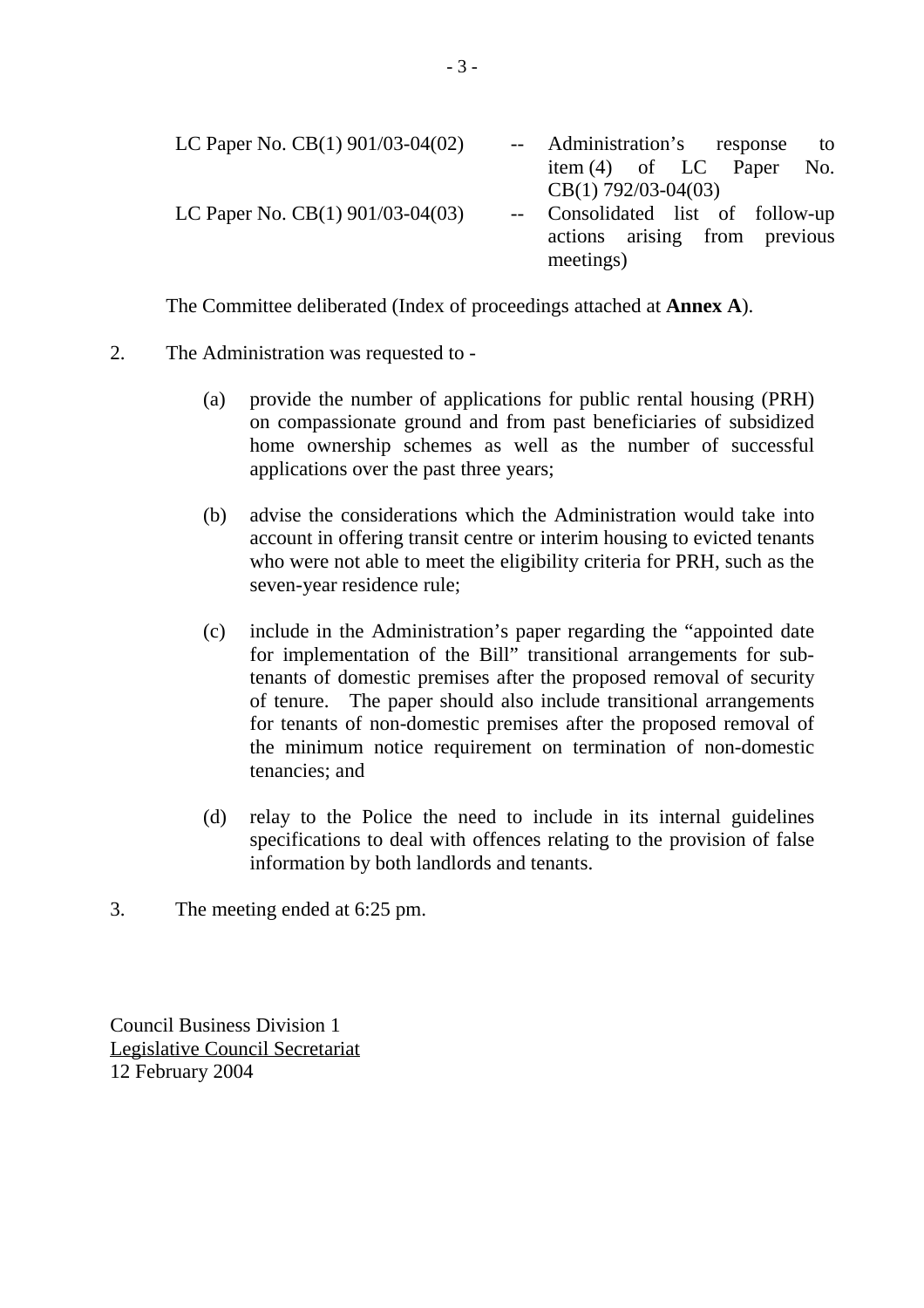| | | |
|---|---|---|
| LC Paper No. CB(1) 901/03-04(02) | -- | Administration's response to item (4) of LC Paper No. CB(1) 792/03-04(03) |
| LC Paper No. CB(1) 901/03-04(03) | -- | Consolidated list of follow-up actions arising from previous meetings) |

The Committee deliberated (Index of proceedings attached at **Annex A**).

2. The Administration was requested to -

   (a) provide the number of applications for public rental housing (PRH) on compassionate ground and from past beneficiaries of subsidized home ownership schemes as well as the number of successful applications over the past three years;

   (b) advise the considerations which the Administration would take into account in offering transit centre or interim housing to evicted tenants who were not able to meet the eligibility criteria for PRH, such as the seven-year residence rule;

   (c) include in the Administration's paper regarding the "appointed date for implementation of the Bill" transitional arrangements for sub-tenants of domestic premises after the proposed removal of security of tenure. The paper should also include transitional arrangements for tenants of non-domestic premises after the proposed removal of the minimum notice requirement on termination of non-domestic tenancies; and

   (d) relay to the Police the need to include in its internal guidelines specifications to deal with offences relating to the provision of false information by both landlords and tenants.

3. The meeting ended at 6:25 pm.

Council Business Division 1
Legislative Council Secretariat
12 February 2004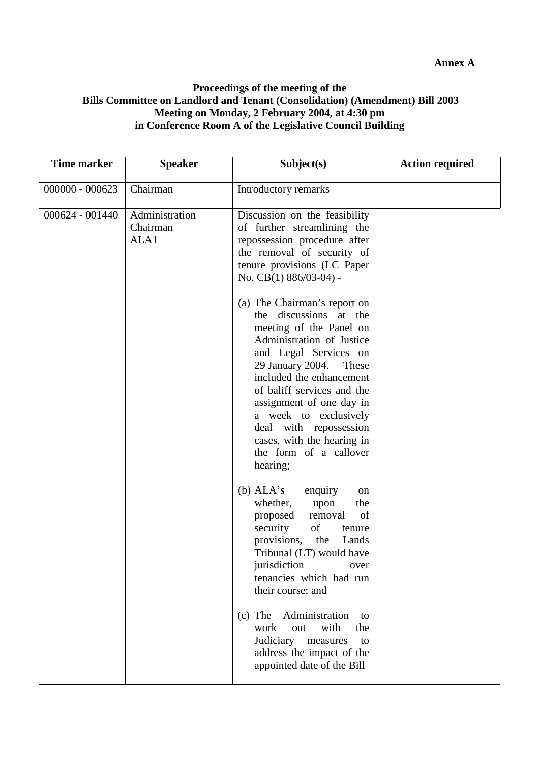**Annex A**

**Proceedings of the meeting of the**
**Bills Committee on Landlord and Tenant (Consolidation) (Amendment) Bill 2003**
**Meeting on Monday, 2 February 2004, at 4:30 pm**
**in Conference Room A of the Legislative Council Building**

| Time marker | Speaker | Subject(s) | Action required |
|---|---|---|---|
| 000000 - 000623 | Chairman | Introductory remarks | |
| 000624 - 001440 | Administration<br>Chairman<br>ALA1 | Discussion on the feasibility of further streamlining the repossession procedure after the removal of security of tenure provisions (LC Paper No. CB(1) 886/03-04) -<br><br>(a) The Chairman's report on the discussions at the meeting of the Panel on Administration of Justice and Legal Services on 29 January 2004. These included the enhancement of baliff services and the assignment of one day in a week to exclusively deal with repossession cases, with the hearing in the form of a callover hearing;<br><br>(b) ALA's enquiry on whether, upon the proposed removal of security of tenure provisions, the Lands Tribunal (LT) would have jurisdiction over tenancies which had run their course; and<br><br>(c) The Administration to work out with the Judiciary measures to address the impact of the appointed date of the Bill | |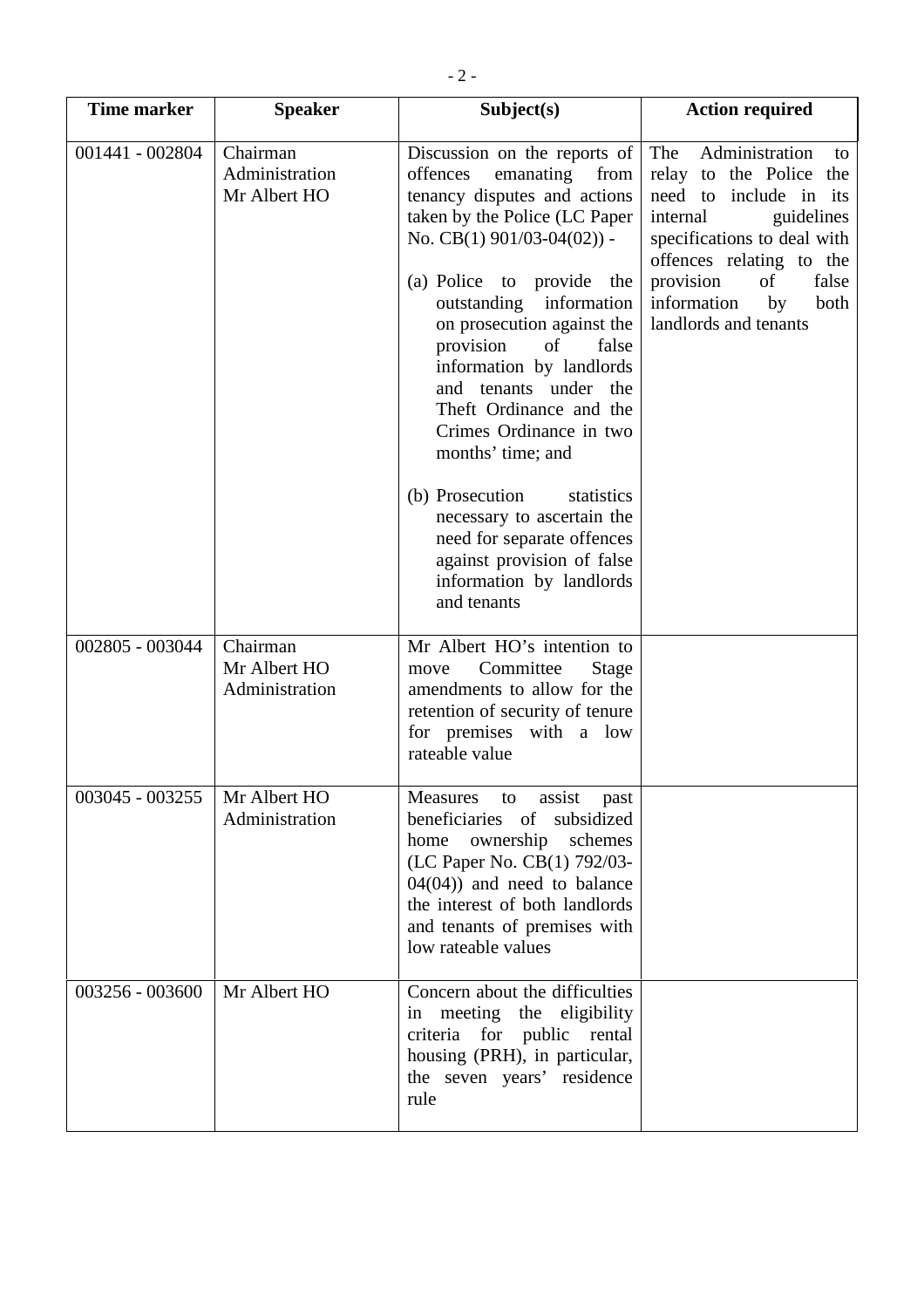| Time marker | Speaker | Subject(s) | Action required |
|---|---|---|---|
| 001441 - 002804 | Chairman<br>Administration<br>Mr Albert HO | Discussion on the reports of offences emanating from tenancy disputes and actions taken by the Police (LC Paper No. CB(1) 901/03-04(02)) -<br><br>(a) Police to provide the outstanding information on prosecution against the provision of false information by landlords and tenants under the Theft Ordinance and the Crimes Ordinance in two months' time; and<br><br>(b) Prosecution statistics necessary to ascertain the need for separate offences against provision of false information by landlords and tenants | The Administration to relay to the Police the need to include in its internal guidelines specifications to deal with offences relating to the provision of false information by both landlords and tenants |
| 002805 - 003044 | Chairman<br>Mr Albert HO<br>Administration | Mr Albert HO's intention to move Committee Stage amendments to allow for the retention of security of tenure for premises with a low rateable value | |
| 003045 - 003255 | Mr Albert HO<br>Administration | Measures to assist past beneficiaries of subsidized home ownership schemes (LC Paper No. CB(1) 792/03-04(04)) and need to balance the interest of both landlords and tenants of premises with low rateable values | |
| 003256 - 003600 | Mr Albert HO | Concern about the difficulties in meeting the eligibility criteria for public rental housing (PRH), in particular, the seven years' residence rule | |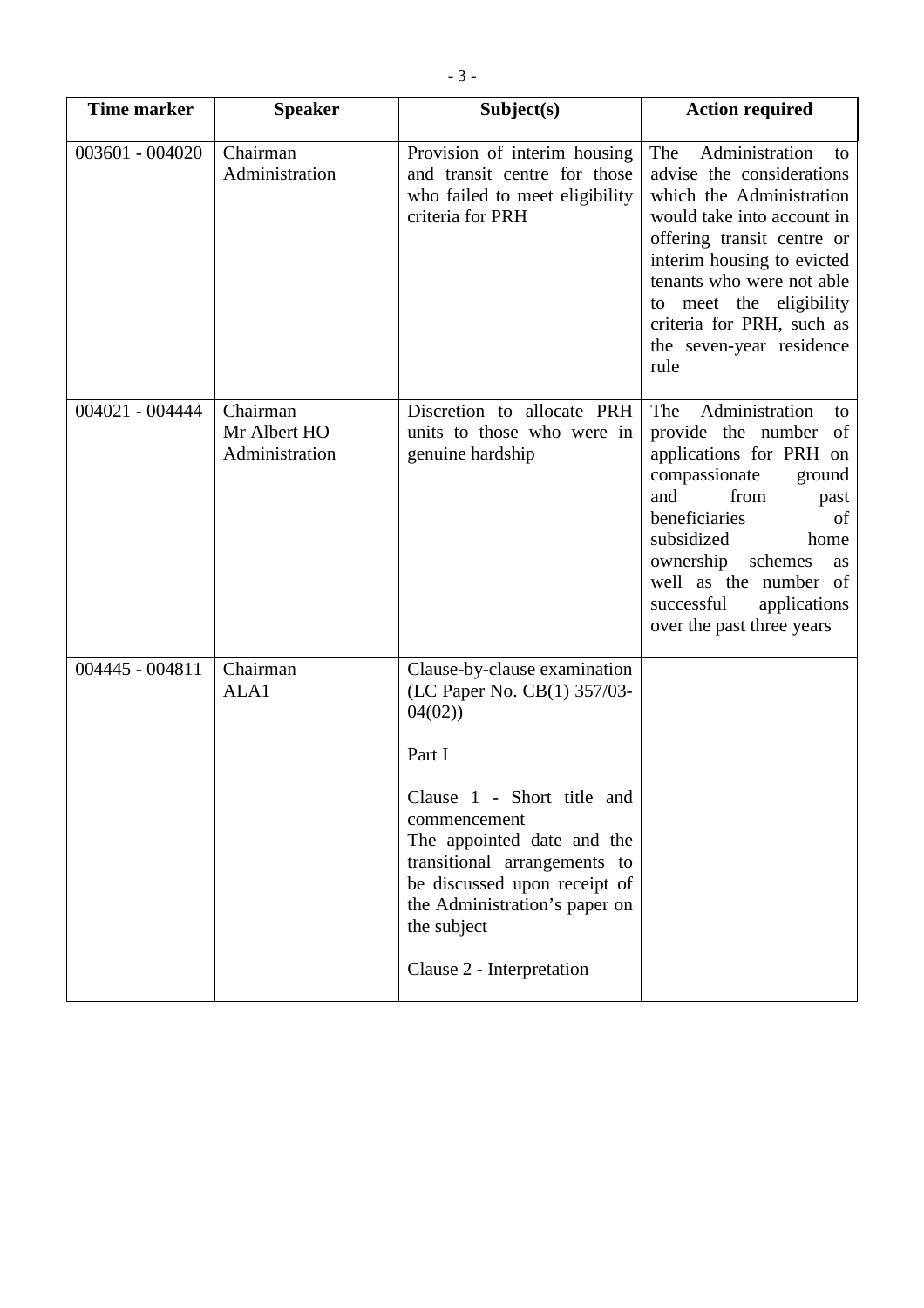| Time marker | Speaker | Subject(s) | Action required |
|---|---|---|---|
| 003601 - 004020 | Chairman<br>Administration | Provision of interim housing and transit centre for those who failed to meet eligibility criteria for PRH | The Administration to advise the considerations which the Administration would take into account in offering transit centre or interim housing to evicted tenants who were not able to meet the eligibility criteria for PRH, such as the seven-year residence rule |
| 004021 - 004444 | Chairman<br>Mr Albert HO<br>Administration | Discretion to allocate PRH units to those who were in genuine hardship | The Administration to provide the number of applications for PRH on compassionate ground and from past beneficiaries of subsidized home ownership schemes as well as the number of successful applications over the past three years |
| 004445 - 004811 | Chairman<br>ALA1 | Clause-by-clause examination (LC Paper No. CB(1) 357/03-04(02))<br><br>Part I<br><br>Clause 1 - Short title and commencement<br>The appointed date and the transitional arrangements to be discussed upon receipt of the Administration's paper on the subject<br><br>Clause 2 - Interpretation | |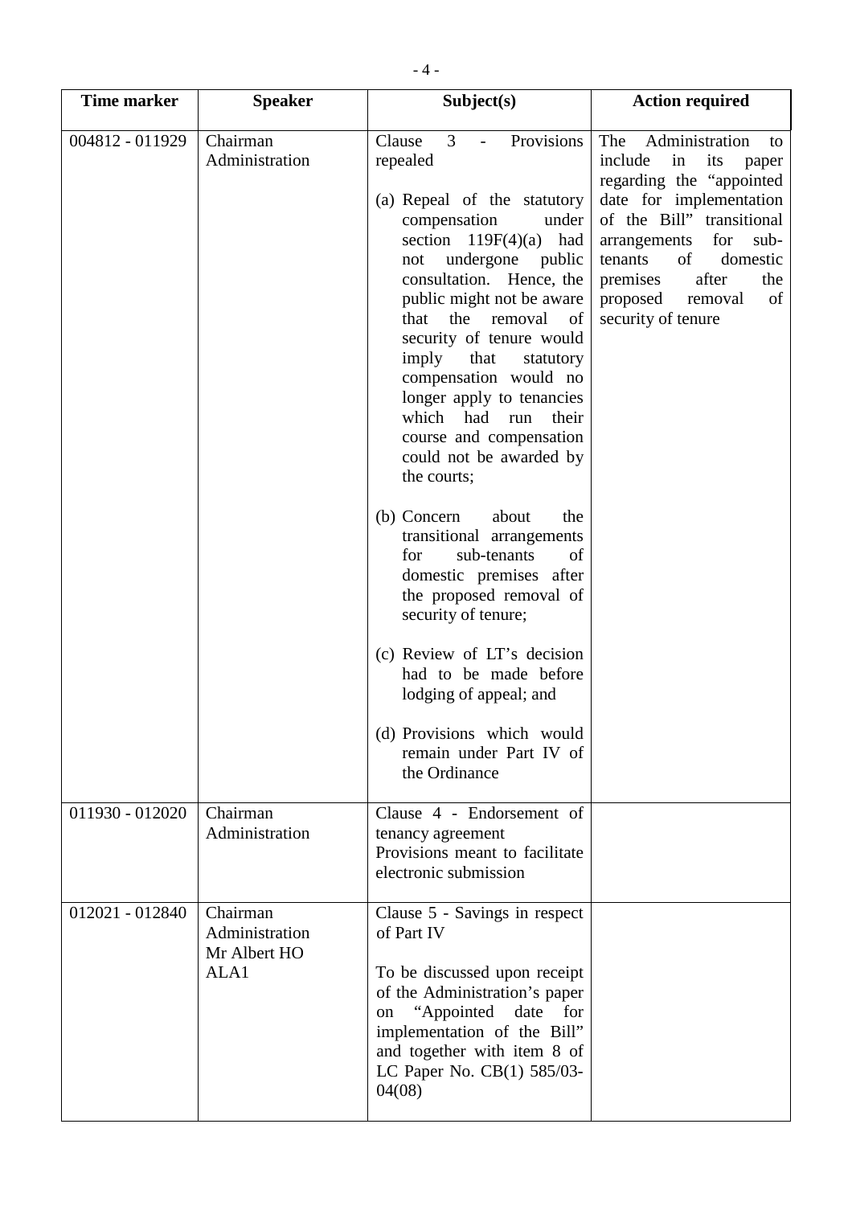| Time marker | Speaker | Subject(s) | Action required |
|---|---|---|---|
| 004812 - 011929 | Chairman<br>Administration | Clause 3 - Provisions repealed<br><br>(a) Repeal of the statutory compensation under section 119F(4)(a) had not undergone public consultation. Hence, the public might not be aware that the removal of security of tenure would imply that statutory compensation would no longer apply to tenancies which had run their course and compensation could not be awarded by the courts;<br><br>(b) Concern about the transitional arrangements for sub-tenants of domestic premises after the proposed removal of security of tenure;<br><br>(c) Review of LT's decision had to be made before lodging of appeal; and<br><br>(d) Provisions which would remain under Part IV of the Ordinance | The Administration to include in its paper regarding the "appointed date for implementation of the Bill" transitional arrangements for sub-tenants of domestic premises after the proposed removal of security of tenure |
| 011930 - 012020 | Chairman<br>Administration | Clause 4 - Endorsement of tenancy agreement<br>Provisions meant to facilitate electronic submission | |
| 012021 - 012840 | Chairman<br>Administration<br>Mr Albert HO<br>ALA1 | Clause 5 - Savings in respect of Part IV<br><br>To be discussed upon receipt of the Administration's paper on "Appointed date for implementation of the Bill" and together with item 8 of LC Paper No. CB(1) 585/03-04(08) | |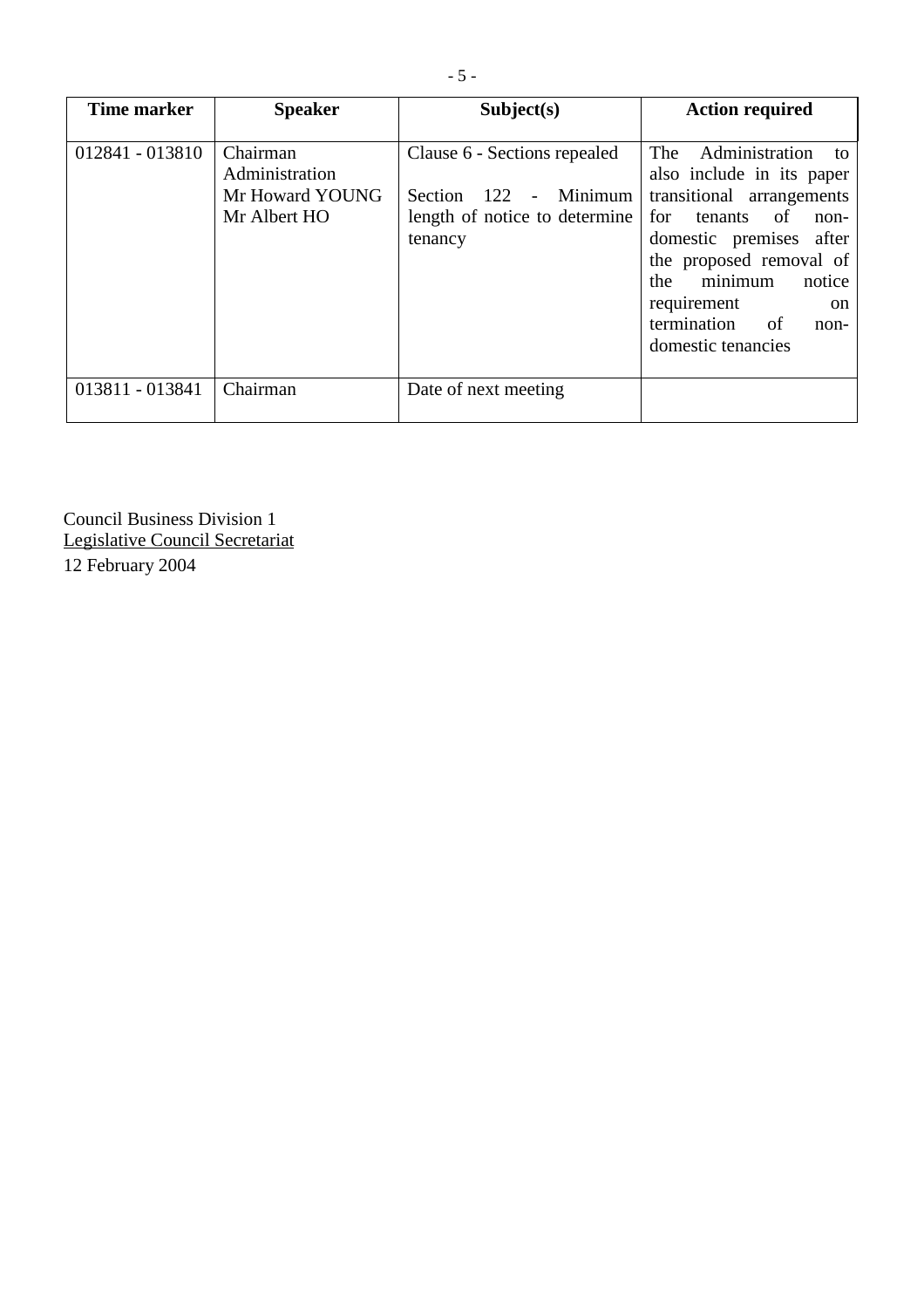| Time marker | Speaker | Subject(s) | Action required |
|---|---|---|---|
| 012841 - 013810 | Chairman<br>Administration<br>Mr Howard YOUNG<br>Mr Albert HO | Clause 6 - Sections repealed<br><br>Section 122 - Minimum length of notice to determine tenancy | The Administration to also include in its paper transitional arrangements for tenants of non-domestic premises after the proposed removal of the minimum notice requirement on termination of non-domestic tenancies |
| 013811 - 013841 | Chairman | Date of next meeting | |

Council Business Division 1
Legislative Council Secretariat
12 February 2004